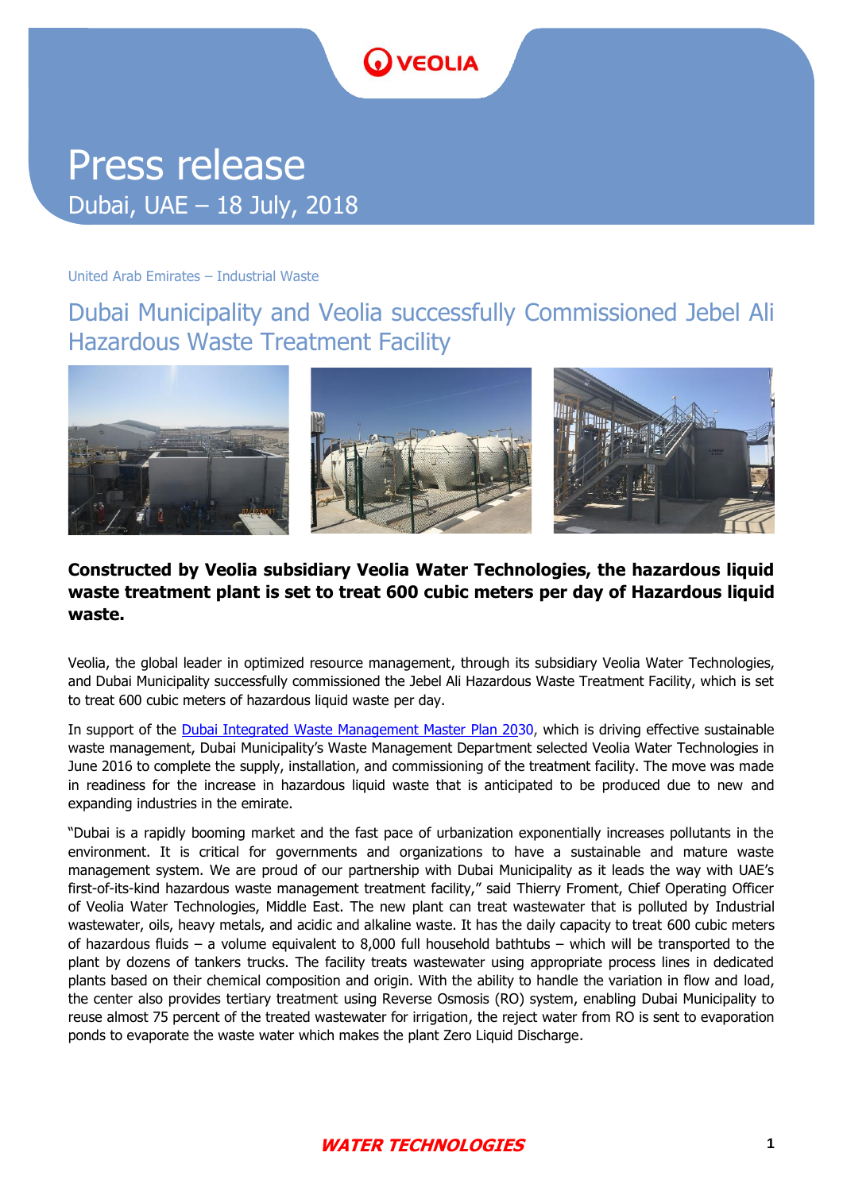# Press release

Dubai, UAE – 18 July, 2018

United Arab Emirates – Industrial Waste

## Dubai Municipality and Veolia successfully Commissioned Jebel Ali Hazardous Waste Treatment Facility

**Constructed by Veolia subsidiary Veolia Water Technologies, the hazardous liquid waste treatment plant is set to treat 600 cubic meters per day of Hazardous liquid waste.**

Veolia, the global leader in optimized resource management, through its subsidiary Veolia Water Technologies, and Dubai Municipality successfully commissioned the Jebel Ali Hazardous Waste Treatment Facility, which is set to treat 600 cubic meters of hazardous liquid waste per day.

In support of the Dubai Integrated Waste Management Master Plan 2030, which is driving effective sustainable waste management, Dubai Municipality's Waste Management Department selected Veolia Water Technologies in June 2016 to complete the supply, installation, and commissioning of the treatment facility. The move was made in readiness for the increase in hazardous liquid waste that is anticipated to be produced due to new and expanding industries in the emirate.

"Dubai is a rapidly booming market and the fast pace of urbanization exponentially increases pollutants in the environment. It is critical for governments and organizations to have a sustainable and mature waste management system. We are proud of our partnership with Dubai Municipality as it leads the way with UAE's first-of-its-kind hazardous waste management treatment facility," said Thierry Froment, Chief Operating Officer of Veolia Water Technologies, Middle East. The new plant can treat wastewater that is polluted by Industrial wastewater, oils, heavy metals, and acidic and alkaline waste. It has the daily capacity to treat 600 cubic meters of hazardous fluids – a volume equivalent to 8,000 full household bathtubs – which will be transported to the plant by dozens of tankers trucks. The facility treats wastewater using appropriate process lines in dedicated plants based on their chemical composition and origin. With the ability to handle the variation in flow and load, the center also provides tertiary treatment using Reverse Osmosis (RO) system, enabling Dubai Municipality to reuse almost 75 percent of the treated wastewater for irrigation, the reject water from RO is sent to evaporation ponds to evaporate the waste water which makes the plant Zero Liquid Discharge.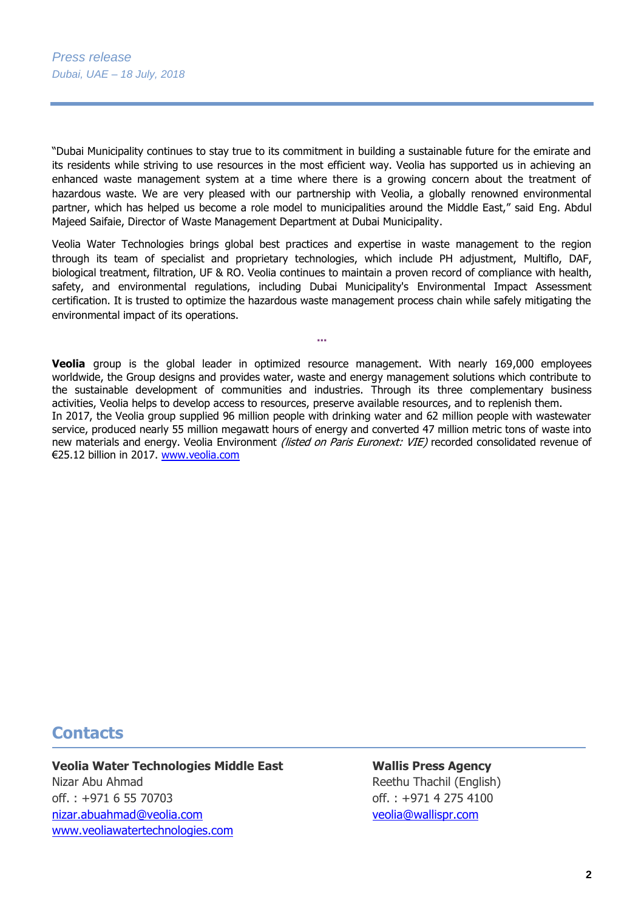*Press release*

*Dubai, UAE – 18 July, 2018*

"Dubai Municipality continues to stay true to its commitment in building a sustainable future for the emirate and its residents while striving to use resources in the most efficient way. Veolia has supported us in achieving an enhanced waste management system at a time where there is a growing concern about the treatment of hazardous waste. We are very pleased with our partnership with Veolia, a globally renowned environmental partner, which has helped us become a role model to municipalities around the Middle East," said Eng. Abdul Majeed Saifaie, Director of Waste Management Department at Dubai Municipality.

Veolia Water Technologies brings global best practices and expertise in waste management to the region through its team of specialist and proprietary technologies, which include PH adjustment, Multiflo, DAF, biological treatment, filtration, UF & RO. Veolia continues to maintain a proven record of compliance with health, safety, and environmental regulations, including Dubai Municipality's Environmental Impact Assessment certification. It is trusted to optimize the hazardous waste management process chain while safely mitigating the environmental impact of its operations.

...

**Veolia** group is the global leader in optimized resource management. With nearly 169,000 employees worldwide, the Group designs and provides water, waste and energy management solutions which contribute to the sustainable development of communities and industries. Through its three complementary business activities, Veolia helps to develop access to resources, preserve available resources, and to replenish them.
In 2017, the Veolia group supplied 96 million people with drinking water and 62 million people with wastewater service, produced nearly 55 million megawatt hours of energy and converted 47 million metric tons of waste into new materials and energy. Veolia Environment *(listed on Paris Euronext: VIE)* recorded consolidated revenue of €25.12 billion in 2017. www.veolia.com

## Contacts

**Veolia Water Technologies Middle East**
Nizar Abu Ahmad
off. : +971 6 55 70703
nizar.abuahmad@veolia.com
www.veoliawatertechnologies.com

**Wallis Press Agency**
Reethu Thachil (English)
off. : +971 4 275 4100
veolia@wallispr.com